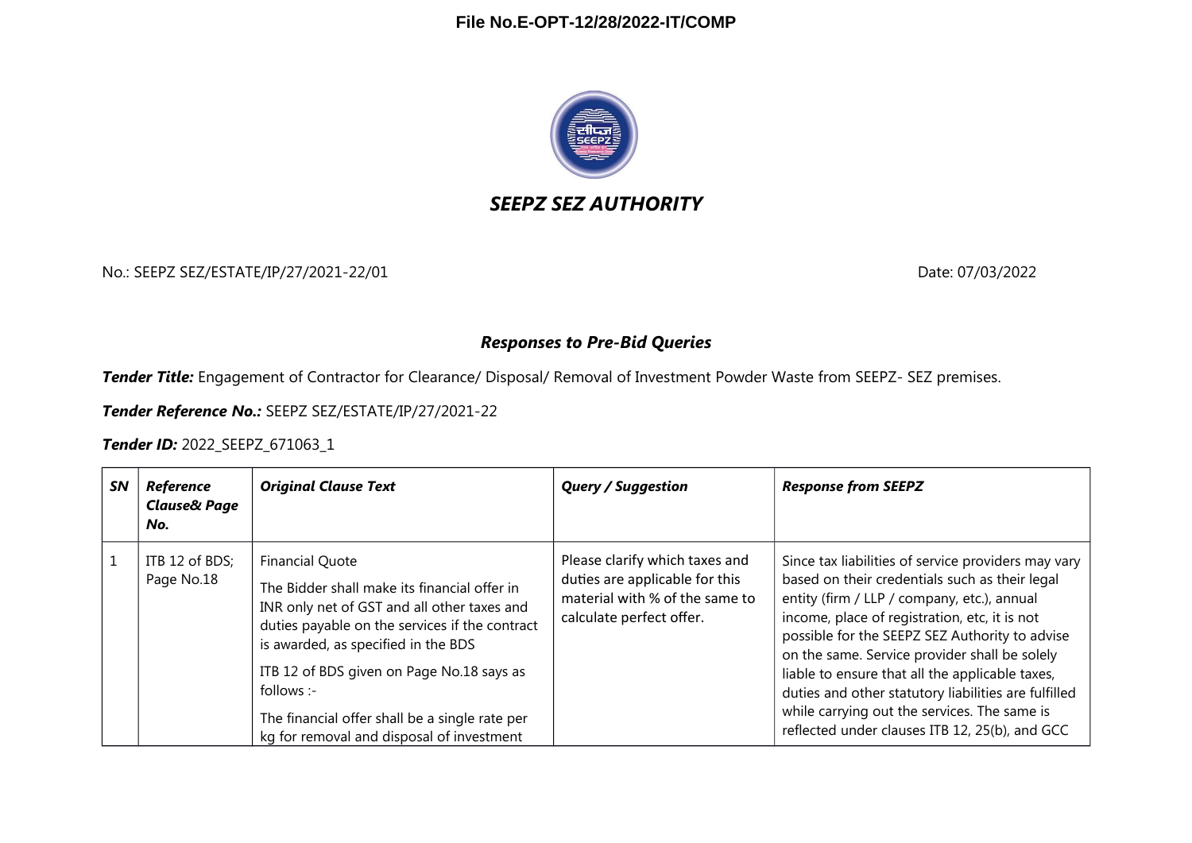File No.E-OPT-12/28/2022-IT/COMP

***SEEPZ SEZ AUTHORITY***

No.: SEEPZ SEZ/ESTATE/IP/27/2021-22/01

Date: 07/03/2022

***Responses to Pre-Bid Queries***

***Tender Title:*** Engagement of Contractor for Clearance/ Disposal/ Removal of Investment Powder Waste from SEEPZ- SEZ premises.

***Tender Reference No.:*** SEEPZ SEZ/ESTATE/IP/27/2021-22

***Tender ID:*** 2022_SEEPZ_671063_1

| ***SN*** | ***Reference Clause& Page No.*** | ***Original Clause Text*** | ***Query / Suggestion*** | ***Response from SEEPZ*** |
|---|---|---|---|---|
| 1 | ITB 12 of BDS; Page No.18 | Financial Quote<br><br>The Bidder shall make its financial offer in INR only net of GST and all other taxes and duties payable on the services if the contract is awarded, as specified in the BDS<br><br>ITB 12 of BDS given on Page No.18 says as follows :-<br><br>The financial offer shall be a single rate per kg for removal and disposal of investment | Please clarify which taxes and duties are applicable for this material with % of the same to calculate perfect offer. | Since tax liabilities of service providers may vary based on their credentials such as their legal entity (firm / LLP / company, etc.), annual income, place of registration, etc, it is not possible for the SEEPZ SEZ Authority to advise on the same. Service provider shall be solely liable to ensure that all the applicable taxes, duties and other statutory liabilities are fulfilled while carrying out the services. The same is reflected under clauses ITB 12, 25(b), and GCC |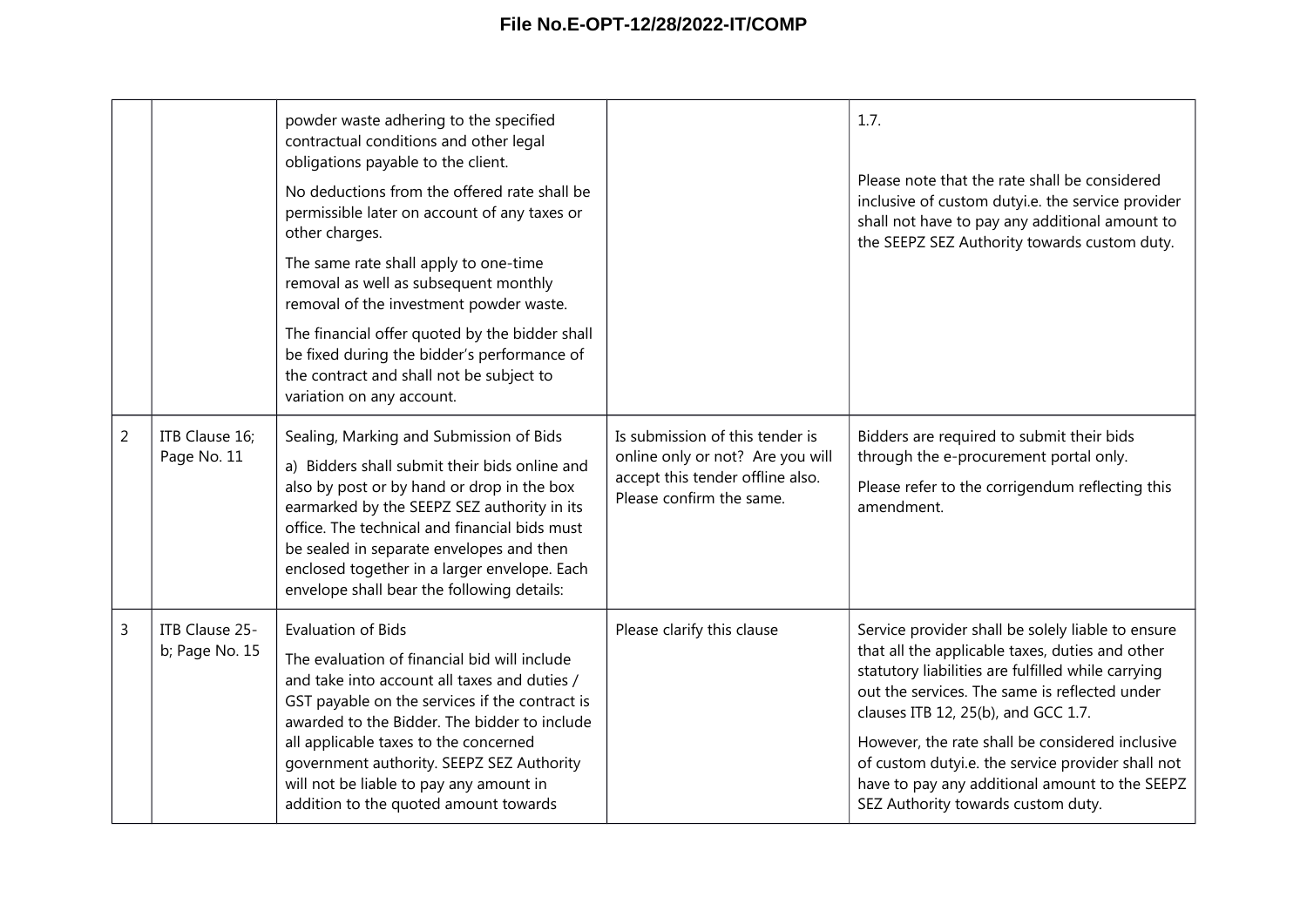| | | | | |
|---|---|---|---|---|
| | | powder waste adhering to the specified contractual conditions and other legal obligations payable to the client.<br><br>No deductions from the offered rate shall be permissible later on account of any taxes or other charges.<br><br>The same rate shall apply to one-time removal as well as subsequent monthly removal of the investment powder waste.<br><br>The financial offer quoted by the bidder shall be fixed during the bidder's performance of the contract and shall not be subject to variation on any account. | | 1.7.<br><br>Please note that the rate shall be considered inclusive of custom dutyi.e. the service provider shall not have to pay any additional amount to the SEEPZ SEZ Authority towards custom duty. |
| 2 | ITB Clause 16; Page No. 11 | Sealing, Marking and Submission of Bids<br><br>a) Bidders shall submit their bids online and also by post or by hand or drop in the box earmarked by the SEEPZ SEZ authority in its office. The technical and financial bids must be sealed in separate envelopes and then enclosed together in a larger envelope. Each envelope shall bear the following details: | Is submission of this tender is online only or not? Are you will accept this tender offline also. Please confirm the same. | Bidders are required to submit their bids through the e-procurement portal only.<br><br>Please refer to the corrigendum reflecting this amendment. |
| 3 | ITB Clause 25-b; Page No. 15 | Evaluation of Bids<br><br>The evaluation of financial bid will include and take into account all taxes and duties / GST payable on the services if the contract is awarded to the Bidder. The bidder to include all applicable taxes to the concerned government authority. SEEPZ SEZ Authority will not be liable to pay any amount in addition to the quoted amount towards | Please clarify this clause | Service provider shall be solely liable to ensure that all the applicable taxes, duties and other statutory liabilities are fulfilled while carrying out the services. The same is reflected under clauses ITB 12, 25(b), and GCC 1.7.<br><br>However, the rate shall be considered inclusive of custom dutyi.e. the service provider shall not have to pay any additional amount to the SEEPZ SEZ Authority towards custom duty. |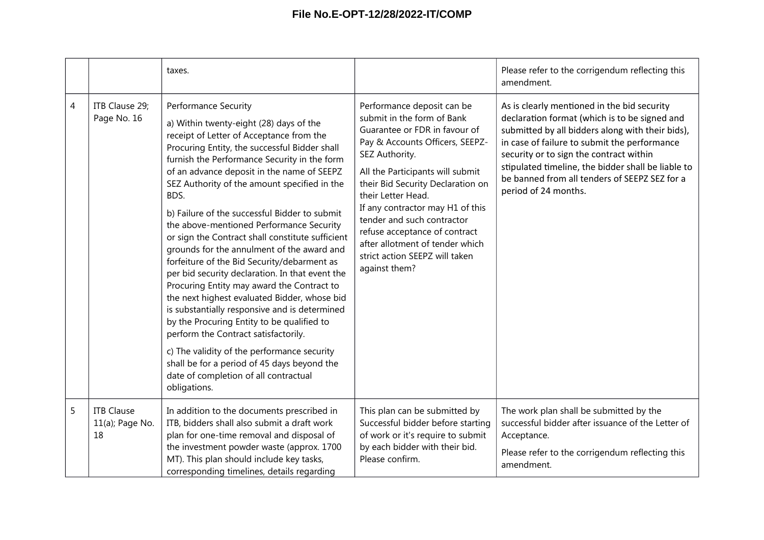| | | | | |
|---|---|---|---|---|
| | | taxes. | | Please refer to the corrigendum reflecting this amendment. |
| 4 | ITB Clause 29; Page No. 16 | Performance Security<br><br>a) Within twenty-eight (28) days of the receipt of Letter of Acceptance from the Procuring Entity, the successful Bidder shall furnish the Performance Security in the form of an advance deposit in the name of SEEPZ SEZ Authority of the amount specified in the BDS.<br><br>b) Failure of the successful Bidder to submit the above-mentioned Performance Security or sign the Contract shall constitute sufficient grounds for the annulment of the award and forfeiture of the Bid Security/debarment as per bid security declaration. In that event the Procuring Entity may award the Contract to the next highest evaluated Bidder, whose bid is substantially responsive and is determined by the Procuring Entity to be qualified to perform the Contract satisfactorily.<br><br>c) The validity of the performance security shall be for a period of 45 days beyond the date of completion of all contractual obligations. | Performance deposit can be submit in the form of Bank Guarantee or FDR in favour of Pay & Accounts Officers, SEEPZ-SEZ Authority.<br><br>All the Participants will submit their Bid Security Declaration on their Letter Head.<br>If any contractor may H1 of this tender and such contractor refuse acceptance of contract after allotment of tender which strict action SEEPZ will taken against them? | As is clearly mentioned in the bid security declaration format (which is to be signed and submitted by all bidders along with their bids), in case of failure to submit the performance security or to sign the contract within stipulated timeline, the bidder shall be liable to be banned from all tenders of SEEPZ SEZ for a period of 24 months. |
| 5 | ITB Clause 11(a); Page No. 18 | In addition to the documents prescribed in ITB, bidders shall also submit a draft work plan for one-time removal and disposal of the investment powder waste (approx. 1700 MT). This plan should include key tasks, corresponding timelines, details regarding | This plan can be submitted by Successful bidder before starting of work or it's require to submit by each bidder with their bid. Please confirm. | The work plan shall be submitted by the successful bidder after issuance of the Letter of Acceptance.<br><br>Please refer to the corrigendum reflecting this amendment. |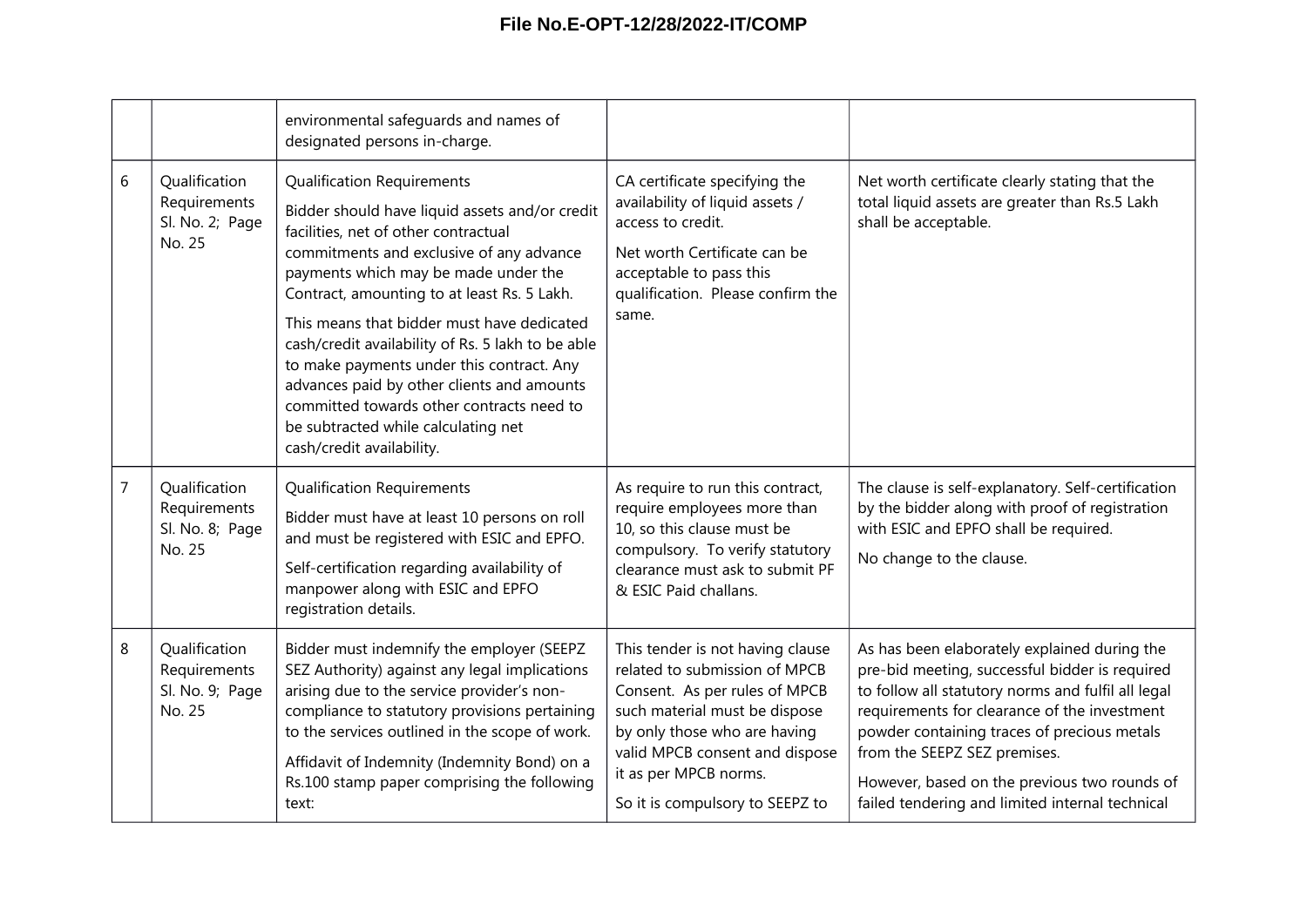| | | | | |
|---|---|---|---|---|
| | | environmental safeguards and names of designated persons in-charge. | | |
| 6 | Qualification Requirements Sl. No. 2; Page No. 25 | Qualification Requirements<br><br>Bidder should have liquid assets and/or credit facilities, net of other contractual commitments and exclusive of any advance payments which may be made under the Contract, amounting to at least Rs. 5 Lakh.<br><br>This means that bidder must have dedicated cash/credit availability of Rs. 5 lakh to be able to make payments under this contract. Any advances paid by other clients and amounts committed towards other contracts need to be subtracted while calculating net cash/credit availability. | CA certificate specifying the availability of liquid assets / access to credit.<br><br>Net worth Certificate can be acceptable to pass this qualification. Please confirm the same. | Net worth certificate clearly stating that the total liquid assets are greater than Rs.5 Lakh shall be acceptable. |
| 7 | Qualification Requirements Sl. No. 8; Page No. 25 | Qualification Requirements<br><br>Bidder must have at least 10 persons on roll and must be registered with ESIC and EPFO.<br><br>Self-certification regarding availability of manpower along with ESIC and EPFO registration details. | As require to run this contract, require employees more than 10, so this clause must be compulsory. To verify statutory clearance must ask to submit PF & ESIC Paid challans. | The clause is self-explanatory. Self-certification by the bidder along with proof of registration with ESIC and EPFO shall be required.<br><br>No change to the clause. |
| 8 | Qualification Requirements Sl. No. 9; Page No. 25 | Bidder must indemnify the employer (SEEPZ SEZ Authority) against any legal implications arising due to the service provider's non-compliance to statutory provisions pertaining to the services outlined in the scope of work.<br><br>Affidavit of Indemnity (Indemnity Bond) on a Rs.100 stamp paper comprising the following text: | This tender is not having clause related to submission of MPCB Consent. As per rules of MPCB such material must be dispose by only those who are having valid MPCB consent and dispose it as per MPCB norms.<br><br>So it is compulsory to SEEPZ to | As has been elaborately explained during the pre-bid meeting, successful bidder is required to follow all statutory norms and fulfil all legal requirements for clearance of the investment powder containing traces of precious metals from the SEEPZ SEZ premises.<br><br>However, based on the previous two rounds of failed tendering and limited internal technical |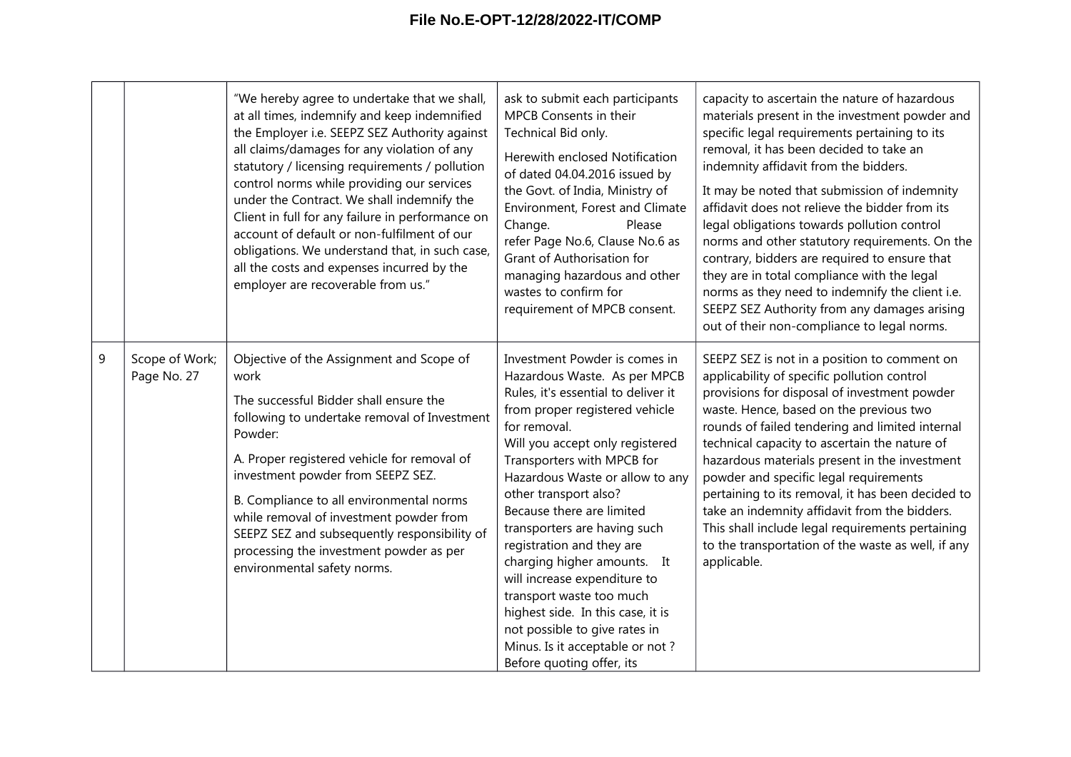| | | | | |
|---|---|---|---|---|
| | | "We hereby agree to undertake that we shall, at all times, indemnify and keep indemnified the Employer i.e. SEEPZ SEZ Authority against all claims/damages for any violation of any statutory / licensing requirements / pollution control norms while providing our services under the Contract. We shall indemnify the Client in full for any failure in performance on account of default or non-fulfilment of our obligations. We understand that, in such case, all the costs and expenses incurred by the employer are recoverable from us." | ask to submit each participants MPCB Consents in their Technical Bid only.<br><br>Herewith enclosed Notification of dated 04.04.2016 issued by the Govt. of India, Ministry of Environment, Forest and Climate Change. Please refer Page No.6, Clause No.6 as Grant of Authorisation for managing hazardous and other wastes to confirm for requirement of MPCB consent. | capacity to ascertain the nature of hazardous materials present in the investment powder and specific legal requirements pertaining to its removal, it has been decided to take an indemnity affidavit from the bidders.<br><br>It may be noted that submission of indemnity affidavit does not relieve the bidder from its legal obligations towards pollution control norms and other statutory requirements. On the contrary, bidders are required to ensure that they are in total compliance with the legal norms as they need to indemnify the client i.e. SEEPZ SEZ Authority from any damages arising out of their non-compliance to legal norms. |
| 9 | Scope of Work; Page No. 27 | Objective of the Assignment and Scope of work<br><br>The successful Bidder shall ensure the following to undertake removal of Investment Powder:<br><br>A. Proper registered vehicle for removal of investment powder from SEEPZ SEZ.<br><br>B. Compliance to all environmental norms while removal of investment powder from SEEPZ SEZ and subsequently responsibility of processing the investment powder as per environmental safety norms. | Investment Powder is comes in Hazardous Waste. As per MPCB Rules, it's essential to deliver it from proper registered vehicle for removal.<br>Will you accept only registered Transporters with MPCB for Hazardous Waste or allow to any other transport also?<br>Because there are limited transporters are having such registration and they are charging higher amounts. It will increase expenditure to transport waste too much highest side. In this case, it is not possible to give rates in Minus. Is it acceptable or not ?<br>Before quoting offer, its | SEEPZ SEZ is not in a position to comment on applicability of specific pollution control provisions for disposal of investment powder waste. Hence, based on the previous two rounds of failed tendering and limited internal technical capacity to ascertain the nature of hazardous materials present in the investment powder and specific legal requirements pertaining to its removal, it has been decided to take an indemnity affidavit from the bidders. This shall include legal requirements pertaining to the transportation of the waste as well, if any applicable. |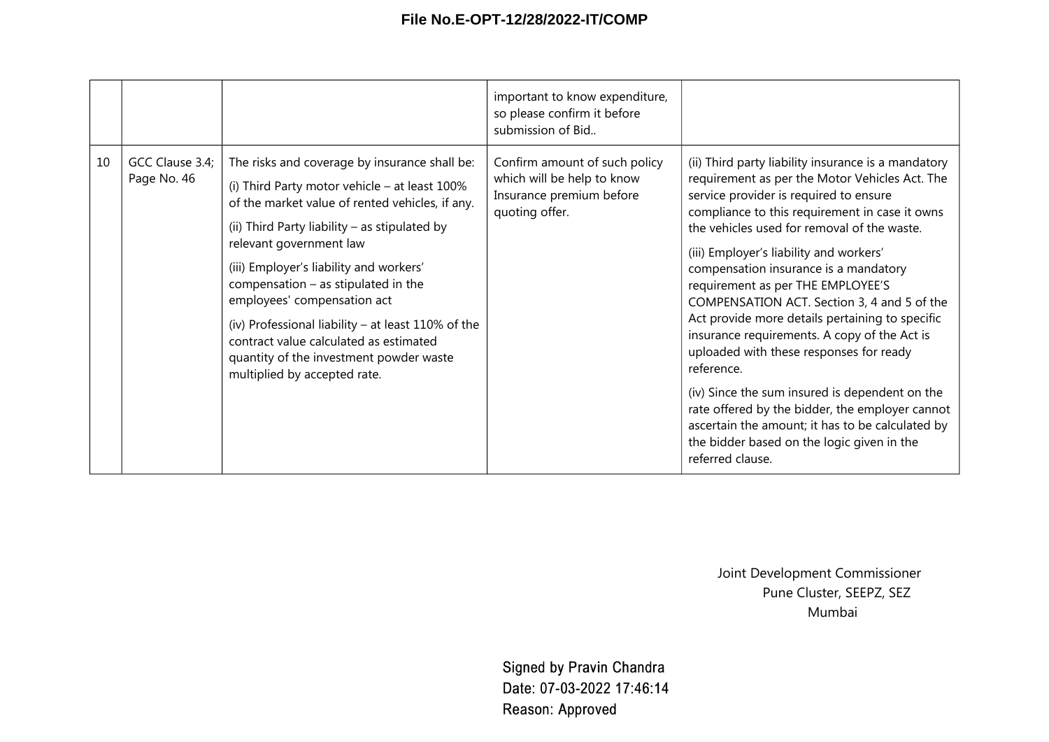| | | | | |
|---|---|---|---|---|
| | | | important to know expenditure, so please confirm it before submission of Bid.. | |
| 10 | GCC Clause 3.4; Page No. 46 | The risks and coverage by insurance shall be:<br>(i) Third Party motor vehicle – at least 100% of the market value of rented vehicles, if any.<br>(ii) Third Party liability – as stipulated by relevant government law<br>(iii) Employer's liability and workers' compensation – as stipulated in the employees' compensation act<br>(iv) Professional liability – at least 110% of the contract value calculated as estimated quantity of the investment powder waste multiplied by accepted rate. | Confirm amount of such policy which will be help to know Insurance premium before quoting offer. | (ii) Third party liability insurance is a mandatory requirement as per the Motor Vehicles Act. The service provider is required to ensure compliance to this requirement in case it owns the vehicles used for removal of the waste.<br>(iii) Employer's liability and workers' compensation insurance is a mandatory requirement as per THE EMPLOYEE'S COMPENSATION ACT. Section 3, 4 and 5 of the Act provide more details pertaining to specific insurance requirements. A copy of the Act is uploaded with these responses for ready reference.<br>(iv) Since the sum insured is dependent on the rate offered by the bidder, the employer cannot ascertain the amount; it has to be calculated by the bidder based on the logic given in the referred clause. |

Joint Development Commissioner
Pune Cluster, SEEPZ, SEZ
Mumbai

Signed by Pravin Chandra
Date: 07-03-2022 17:46:14
Reason: Approved